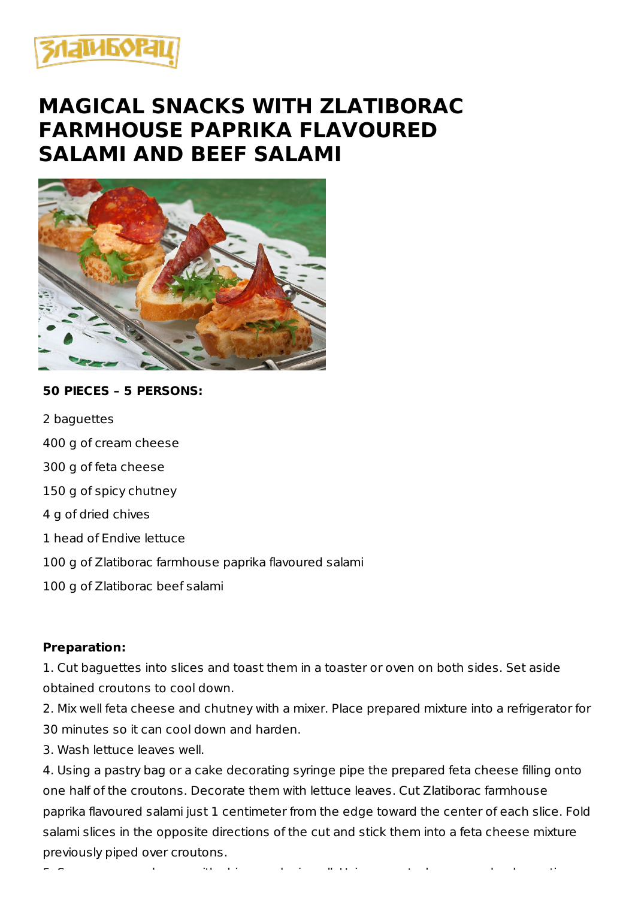# MAGICAL SNACKS WITH ZLATIBORAC FARMHOUSE PAPRIKA FLAVOURED SALAMI AND BEEF SALAMI

**50 PIECES – 5 PERSONS:**

2 baguettes

400 g of cream cheese

300 g of feta cheese

150 g of spicy chutney

4 g of dried chives

1 head of Endive lettuce

100 g of Zlatiborac farmhouse paprika flavoured salami

100 g of Zlatiborac beef salami

**Preparation:**

1. Cut baguettes into slices and toast them in a toaster or oven on both sides. Set aside obtained croutons to cool down.
2. Mix well feta cheese and chutney with a mixer. Place prepared mixture into a refrigerator for 30 minutes so it can cool down and harden.
3. Wash lettuce leaves well.
4. Using a pastry bag or a cake decorating syringe pipe the prepared feta cheese filling onto one half of the croutons. Decorate them with lettuce leaves. Cut Zlatiborac farmhouse paprika flavoured salami just 1 centimeter from the edge toward the center of each slice. Fold salami slices in the opposite directions of the cut and stick them into a feta cheese mixture previously piped over croutons.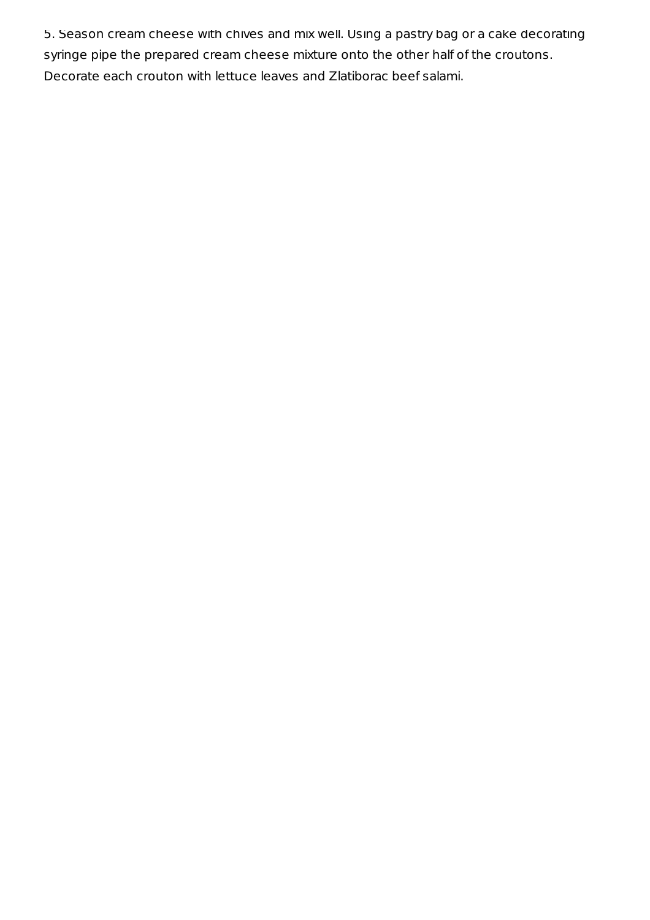5. Season cream cheese with chives and mix well. Using a pastry bag or a cake decorating syringe pipe the prepared cream cheese mixture onto the other half of the croutons. Decorate each crouton with lettuce leaves and Zlatiborac beef salami.